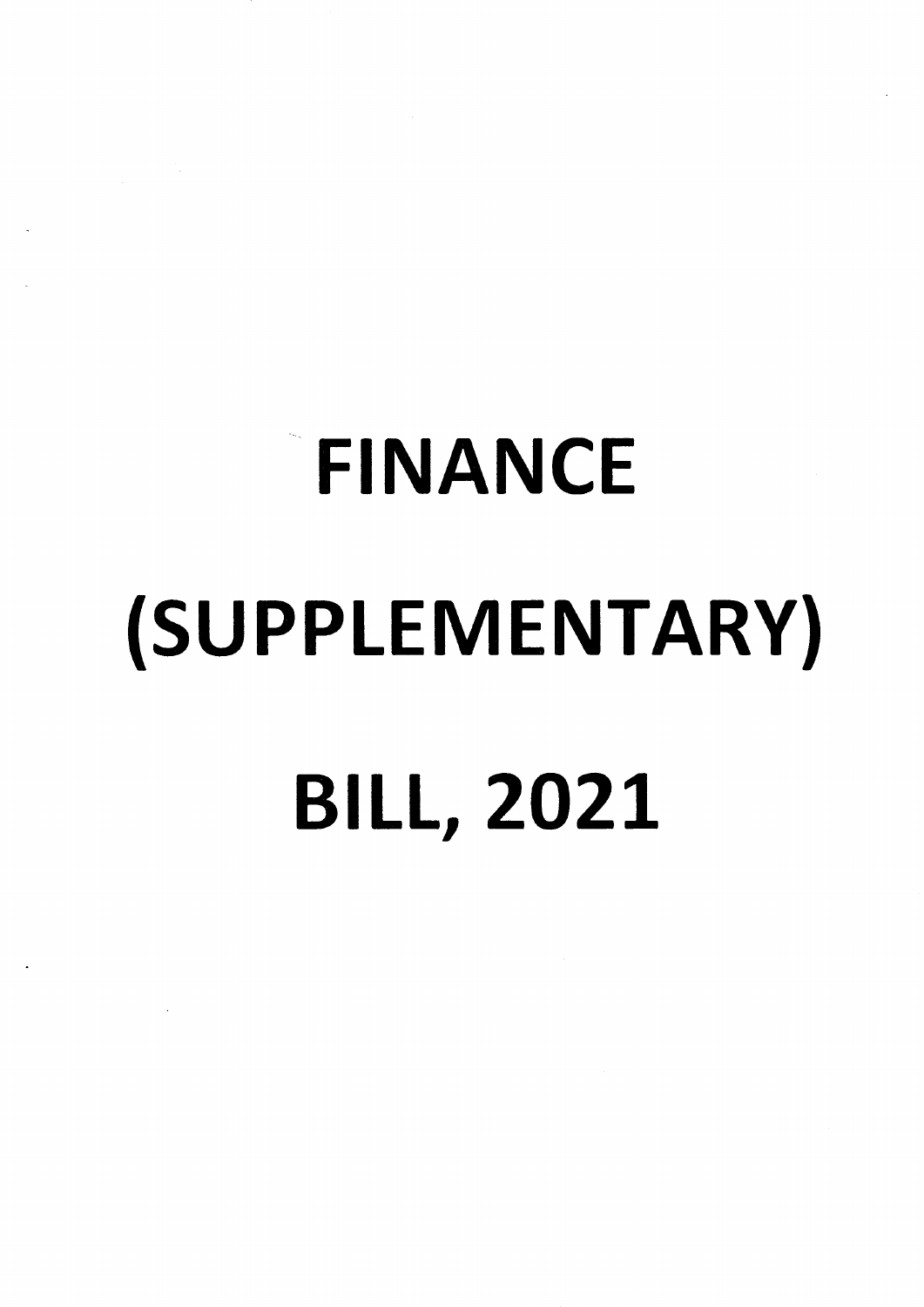# FINANCE (SUPPLEMENTARY) BILL, 2021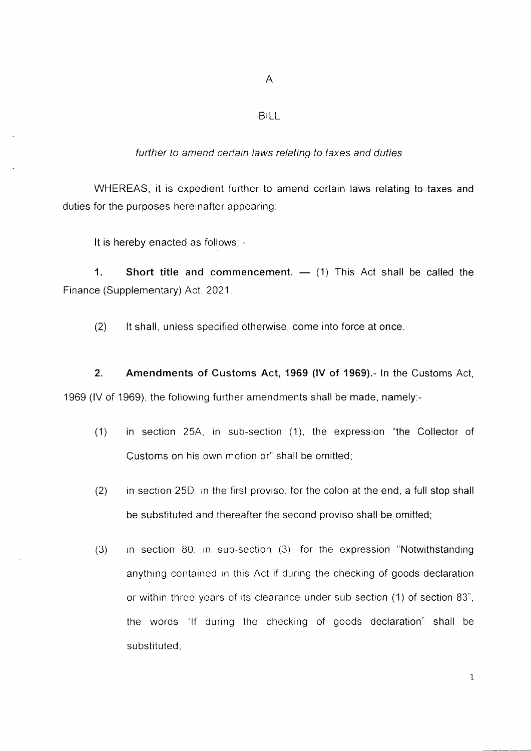# A

# BILL

*further to amend certain laws relating to taxes and duties*

WHEREAS, it is expedient further to amend certain laws relating to taxes and duties for the purposes hereinafter appearing;

It is hereby enacted as follows: -

**1. Short title and commencement. —** (1) This Act shall be called the Finance (Supplementary) Act, 2021.

(2) It shall, unless specified otherwise, come into force at once.

**2. Amendments of Customs Act, 1969 (IV of 1969).-** In the Customs Act, 1969 (IV of 1969), the following further amendments shall be made, namely:-

(1) in section 25A, in sub-section (1), the expression "the Collector of Customs on his own motion or" shall be omitted;

(2) in section 25D, in the first proviso, for the colon at the end, a full stop shall be substituted and thereafter the second proviso shall be omitted;

(3) in section 80, in sub-section (3), for the expression "Notwithstanding anything contained in this Act if during the checking of goods declaration or within three years of its clearance under sub-section (1) of section 83", the words "If during the checking of goods declaration" shall be substituted;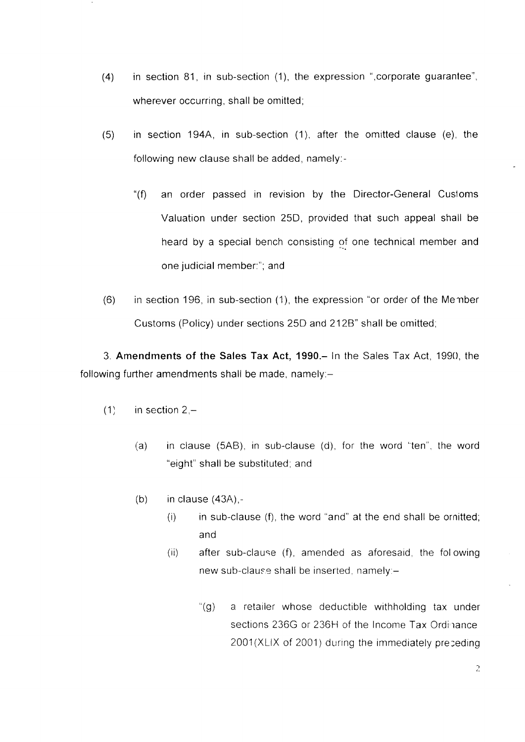(4) in section 81, in sub-section (1), the expression ",corporate guarantee", wherever occurring, shall be omitted;

(5) in section 194A, in sub-section (1), after the omitted clause (e), the following new clause shall be added, namely:-

"(f) an order passed in revision by the Director-General Customs Valuation under section 25D, provided that such appeal shall be heard by a special bench consisting of one technical member and one judicial member:"; and

(6) in section 196, in sub-section (1), the expression "or order of the Member Customs (Policy) under sections 25D and 212B" shall be omitted;

3. **Amendments of the Sales Tax Act, 1990.–** In the Sales Tax Act, 1990, the following further amendments shall be made, namely:–

(1) in section 2,–

(a) in clause (5AB), in sub-clause (d), for the word "ten", the word "eight" shall be substituted; and

(b) in clause (43A),-

(i) in sub-clause (f), the word "and" at the end shall be omitted; and

(ii) after sub-clause (f), amended as aforesaid, the following new sub-clause shall be inserted, namely:–

"(g) a retailer whose deductible withholding tax under sections 236G or 236H of the Income Tax Ordinance 2001(XLIX of 2001) during the immediately preceding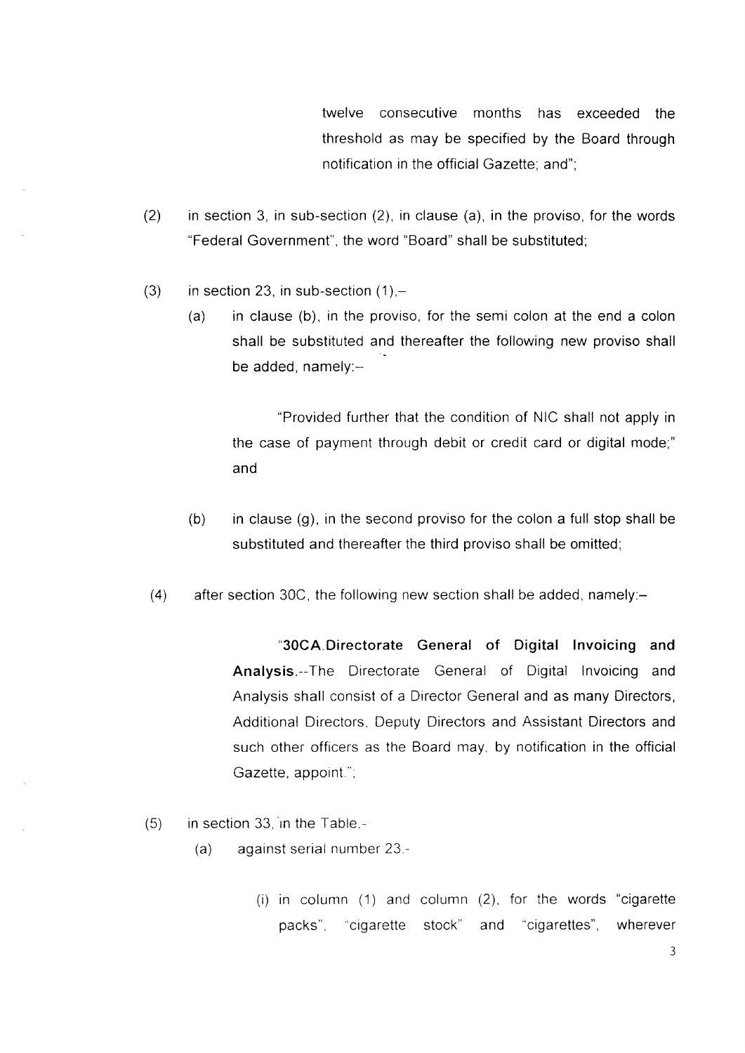twelve consecutive months has exceeded the threshold as may be specified by the Board through notification in the official Gazette; and";

(2) in section 3, in sub-section (2), in clause (a), in the proviso, for the words "Federal Government", the word "Board" shall be substituted;

(3) in section 23, in sub-section (1),–

(a) in clause (b), in the proviso, for the semi colon at the end a colon shall be substituted and thereafter the following new proviso shall be added, namely:–

"Provided further that the condition of NIC shall not apply in the case of payment through debit or credit card or digital mode;" and

(b) in clause (g), in the second proviso for the colon a full stop shall be substituted and thereafter the third proviso shall be omitted;

(4) after section 30C, the following new section shall be added, namely:–

"**30CA. Directorate General of Digital Invoicing and Analysis.**--The Directorate General of Digital Invoicing and Analysis shall consist of a Director General and as many Directors, Additional Directors, Deputy Directors and Assistant Directors and such other officers as the Board may, by notification in the official Gazette, appoint.";

(5) in section 33, in the Table,-

(a) against serial number 23,-

(i) in column (1) and column (2), for the words "cigarette packs", "cigarette stock" and "cigarettes", wherever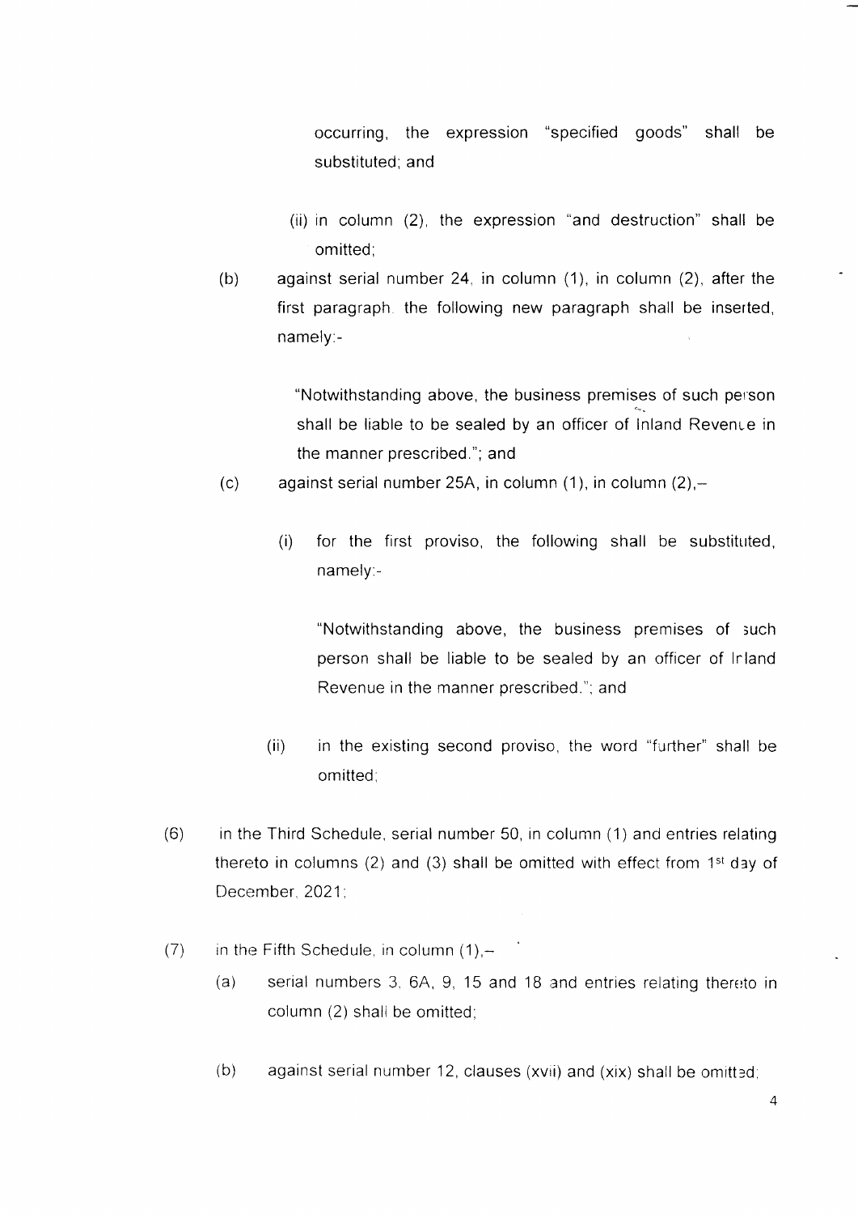occurring, the expression "specified goods" shall be substituted; and

(ii) in column (2), the expression "and destruction" shall be omitted;

(b) against serial number 24, in column (1), in column (2), after the first paragraph. the following new paragraph shall be inserted, namely:-

"Notwithstanding above, the business premises of such person shall be liable to be sealed by an officer of Inland Revenue in the manner prescribed."; and

(c) against serial number 25A, in column (1), in column (2),–

(i) for the first proviso, the following shall be substituted, namely:-

"Notwithstanding above, the business premises of such person shall be liable to be sealed by an officer of Inland Revenue in the manner prescribed."; and

(ii) in the existing second proviso, the word "further" shall be omitted;

(6) in the Third Schedule, serial number 50, in column (1) and entries relating thereto in columns (2) and (3) shall be omitted with effect from 1st day of December, 2021;

(7) in the Fifth Schedule, in column (1),–

(a) serial numbers 3, 6A, 9, 15 and 18 and entries relating thereto in column (2) shall be omitted;

(b) against serial number 12, clauses (xvii) and (xix) shall be omitted;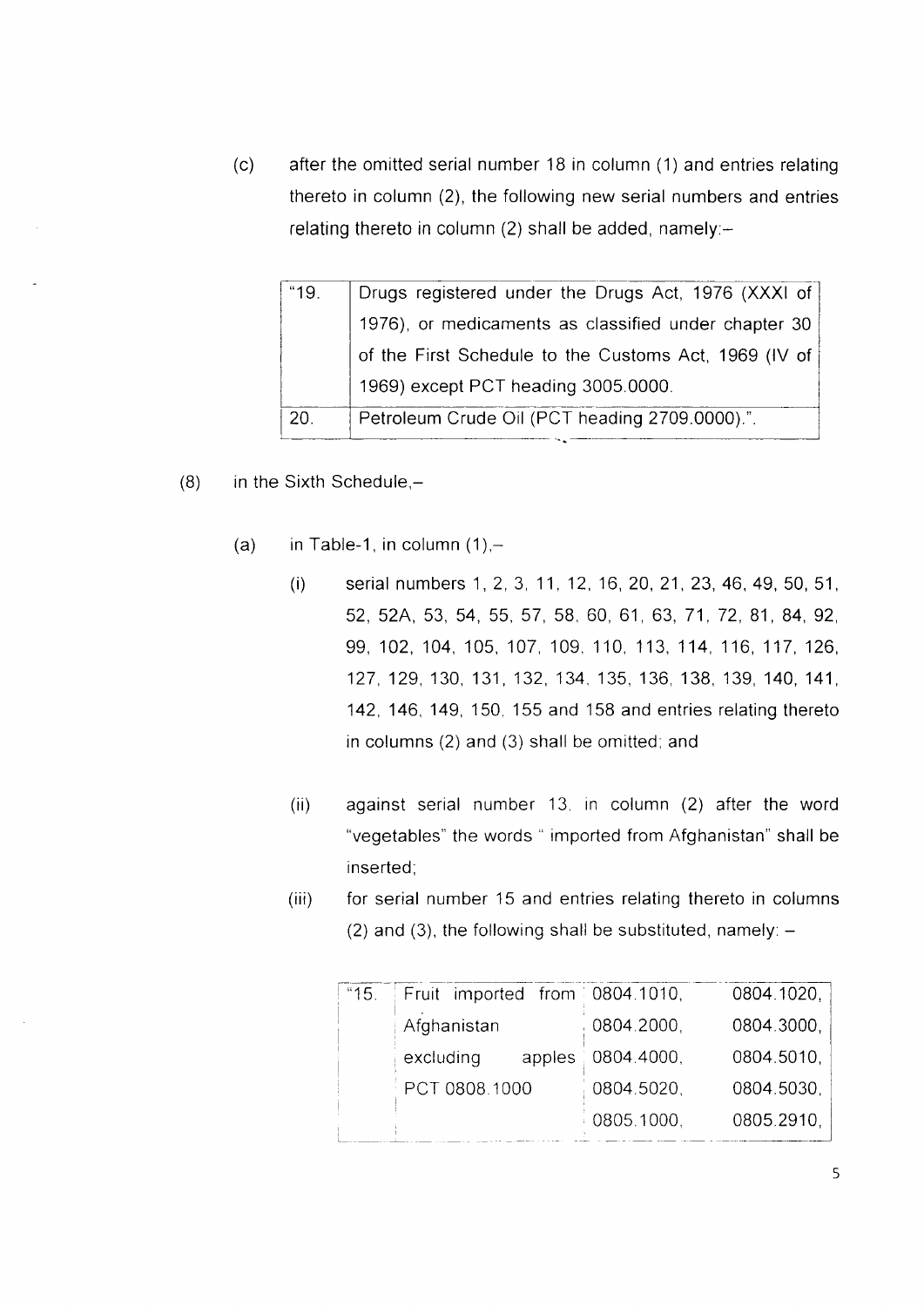(c) after the omitted serial number 18 in column (1) and entries relating thereto in column (2), the following new serial numbers and entries relating thereto in column (2) shall be added, namely:–

| | |
|---|---|
| "19. | Drugs registered under the Drugs Act, 1976 (XXXI of 1976), or medicaments as classified under chapter 30 of the First Schedule to the Customs Act, 1969 (IV of 1969) except PCT heading 3005.0000. |
| 20. | Petroleum Crude Oil (PCT heading 2709.0000).". |

(8) in the Sixth Schedule,–

(a) in Table-1, in column (1),–

(i) serial numbers 1, 2, 3, 11, 12, 16, 20, 21, 23, 46, 49, 50, 51, 52, 52A, 53, 54, 55, 57, 58, 60, 61, 63, 71, 72, 81, 84, 92, 99, 102, 104, 105, 107, 109, 110, 113, 114, 116, 117, 126, 127, 129, 130, 131, 132, 134, 135, 136, 138, 139, 140, 141, 142, 146, 149, 150, 155 and 158 and entries relating thereto in columns (2) and (3) shall be omitted; and

(ii) against serial number 13, in column (2) after the word "vegetables" the words " imported from Afghanistan" shall be inserted;

(iii) for serial number 15 and entries relating thereto in columns (2) and (3), the following shall be substituted, namely: –

| | | |
|---|---|---|
| "15. | Fruit imported from Afghanistan excluding apples PCT 0808.1000 | 0804.1010, 0804.1020, 0804.2000, 0804.3000, 0804.4000, 0804.5010, 0804.5020, 0804.5030, 0805.1000, 0805.2910, |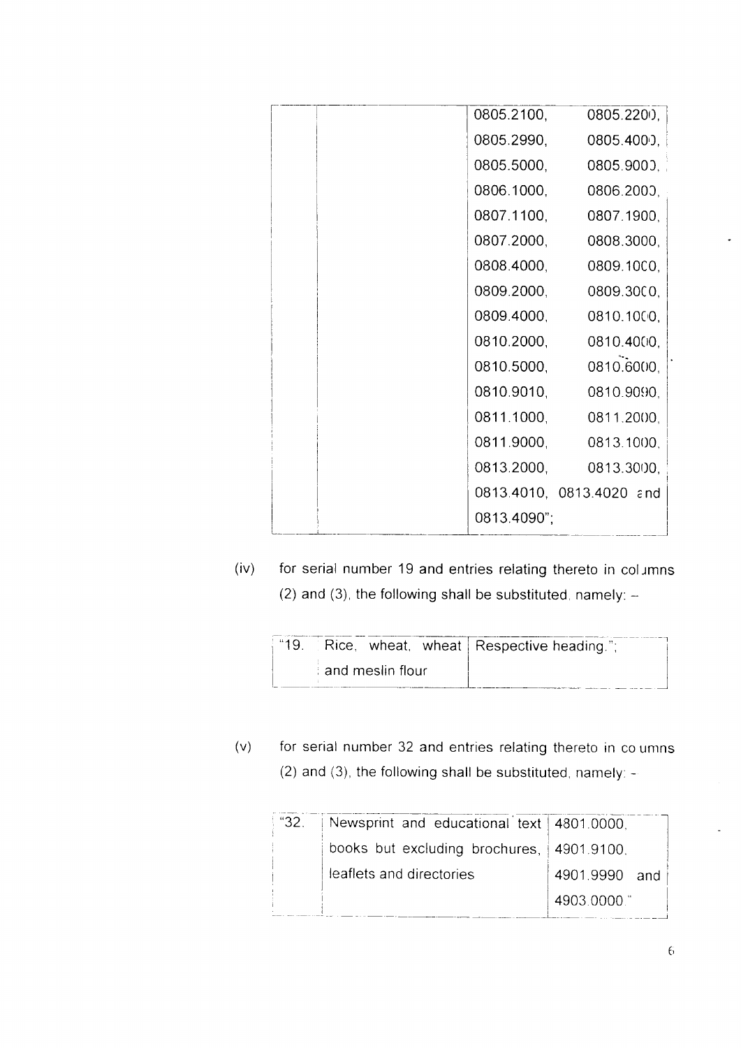| | | |
|---|---|---|
| | | 0805.2100, 0805.2200, 0805.2990, 0805.4000, 0805.5000, 0805.9000, 0806.1000, 0806.2000, 0807.1100, 0807.1900, 0807.2000, 0808.3000, 0808.4000, 0809.1000, 0809.2000, 0809.3000, 0809.4000, 0810.1000, 0810.2000, 0810.4000, 0810.5000, 0810.6000, 0810.9010, 0810.9090, 0811.1000, 0811.2000, 0811.9000, 0813.1000, 0813.2000, 0813.3000, 0813.4010, 0813.4020 and 0813.4090"; |

(iv) for serial number 19 and entries relating thereto in columns (2) and (3), the following shall be substituted, namely: –

| | | |
|---|---|---|
| "19. | Rice, wheat, wheat and meslin flour | Respective heading."; |

(v) for serial number 32 and entries relating thereto in columns (2) and (3), the following shall be substituted, namely: -

| | | |
|---|---|---|
| "32. | Newsprint and educational text books but excluding brochures, leaflets and directories | 4801.0000, 4901.9100, 4901.9990 and 4903.0000." |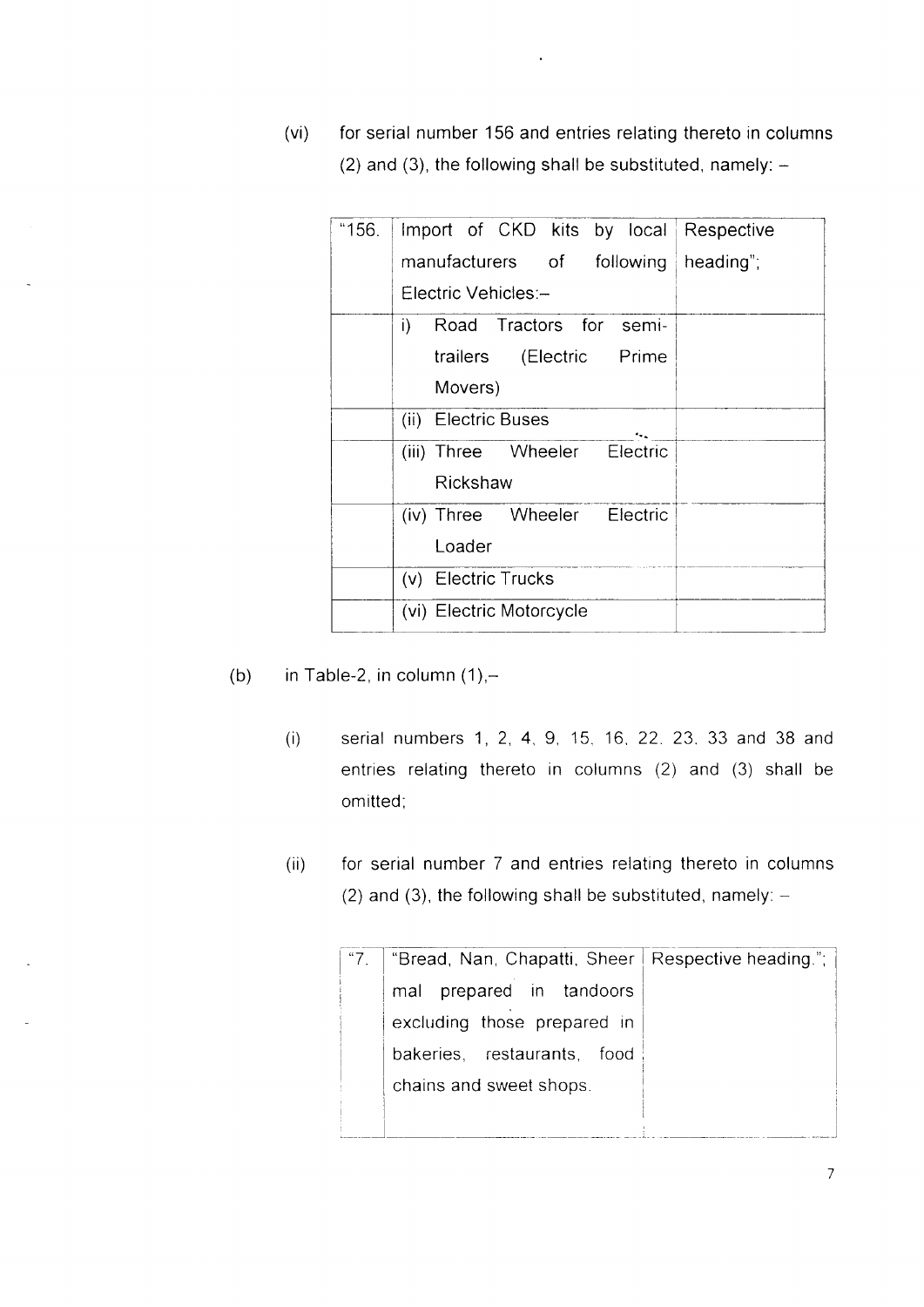(vi) for serial number 156 and entries relating thereto in columns (2) and (3), the following shall be substituted, namely: –

| | | |
|---|---|---|
| "156. | Import of CKD kits by local manufacturers of following Electric Vehicles:– | Respective heading"; |
| | i) Road Tractors for semi-trailers (Electric Prime Movers) | |
| | (ii) Electric Buses | |
| | (iii) Three Wheeler Electric Rickshaw | |
| | (iv) Three Wheeler Electric Loader | |
| | (v) Electric Trucks | |
| | (vi) Electric Motorcycle | |

(b) in Table-2, in column (1),–

(i) serial numbers 1, 2, 4, 9, 15, 16, 22, 23, 33 and 38 and entries relating thereto in columns (2) and (3) shall be omitted;

(ii) for serial number 7 and entries relating thereto in columns (2) and (3), the following shall be substituted, namely: –

| | | |
|---|---|---|
| "7. | "Bread, Nan, Chapatti, Sheer mal prepared in tandoors excluding those prepared in bakeries, restaurants, food chains and sweet shops. | Respective heading."; |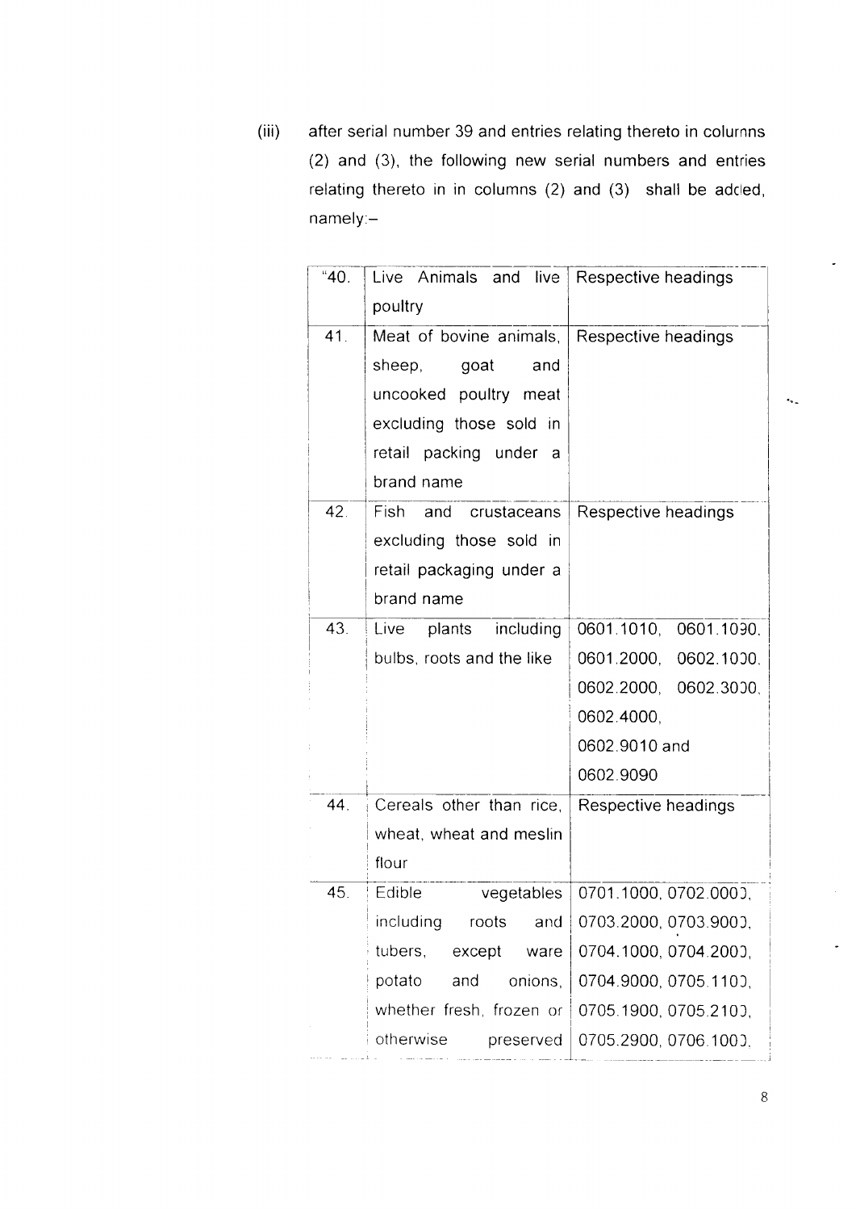(iii) after serial number 39 and entries relating thereto in columns (2) and (3), the following new serial numbers and entries relating thereto in in columns (2) and (3) shall be added, namely:–

| | | |
|---|---|---|
| "40. | Live Animals and live poultry | Respective headings |
| 41. | Meat of bovine animals, sheep, goat and uncooked poultry meat excluding those sold in retail packing under a brand name | Respective headings |
| 42. | Fish and crustaceans excluding those sold in retail packaging under a brand name | Respective headings |
| 43. | Live plants including bulbs, roots and the like | 0601.1010, 0601.1090, 0601.2000, 0602.1000, 0602.2000, 0602.3000, 0602.4000, 0602.9010 and 0602.9090 |
| 44. | Cereals other than rice, wheat, wheat and meslin flour | Respective headings |
| 45. | Edible vegetables including roots and tubers, except ware potato and onions, whether fresh, frozen or otherwise preserved | 0701.1000, 0702.0000, 0703.2000, 0703.9000, 0704.1000, 0704.2000, 0704.9000, 0705.1100, 0705.1900, 0705.2100, 0705.2900, 0706.1000, |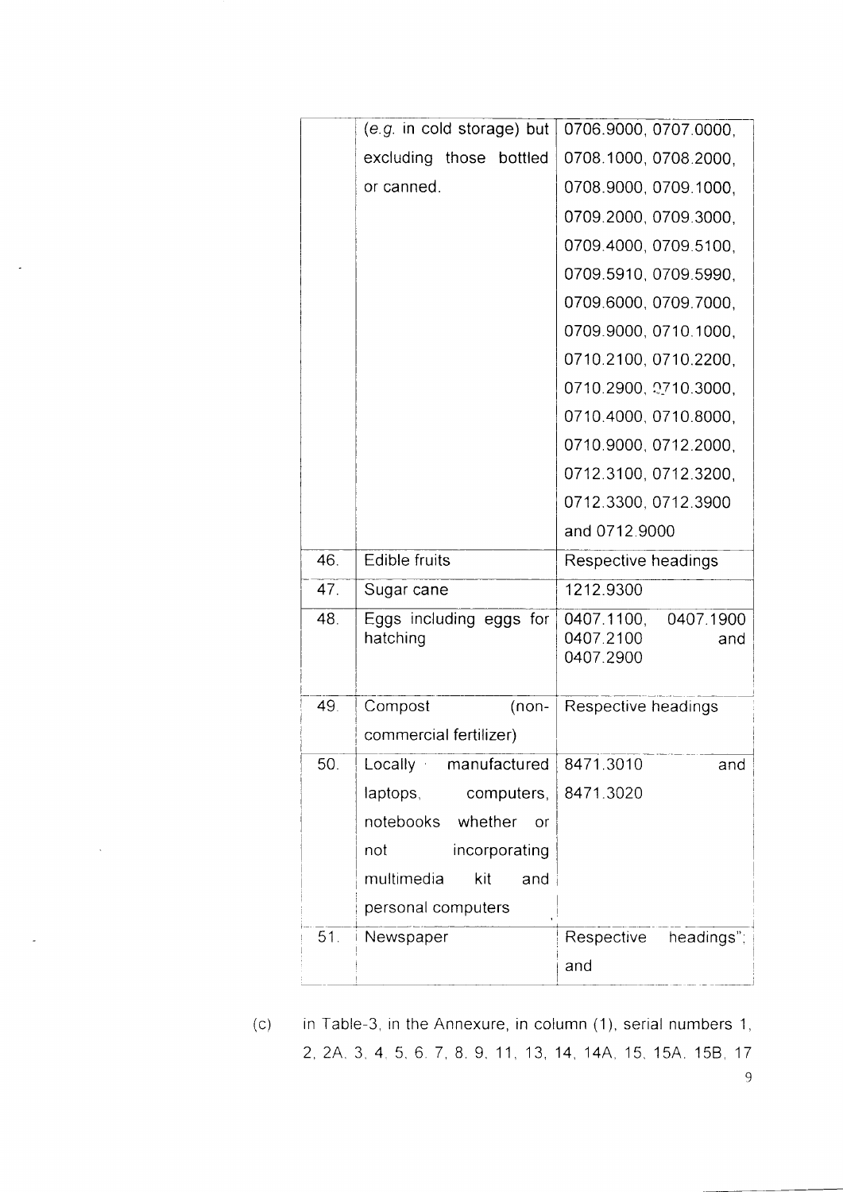| | | |
|---|---|---|
| | (*e.g.* in cold storage) but excluding those bottled or canned. | 0706.9000, 0707.0000, 0708.1000, 0708.2000, 0708.9000, 0709.1000, 0709.2000, 0709.3000, 0709.4000, 0709.5100, 0709.5910, 0709.5990, 0709.6000, 0709.7000, 0709.9000, 0710.1000, 0710.2100, 0710.2200, 0710.2900, 0710.3000, 0710.4000, 0710.8000, 0710.9000, 0712.2000, 0712.3100, 0712.3200, 0712.3300, 0712.3900 and 0712.9000 |
| 46. | Edible fruits | Respective headings |
| 47. | Sugar cane | 1212.9300 |
| 48. | Eggs including eggs for hatching | 0407.1100, 0407.1900 0407.2100 and 0407.2900 |
| 49. | Compost (non-commercial fertilizer) | Respective headings |
| 50. | Locally manufactured laptops, computers, notebooks whether or not incorporating multimedia kit and personal computers | 8471.3010 and 8471.3020 |
| 51. | Newspaper | Respective headings"; and |

(c) in Table-3, in the Annexure, in column (1), serial numbers 1, 2, 2A, 3, 4, 5, 6, 7, 8, 9, 11, 13, 14, 14A, 15, 15A, 15B, 17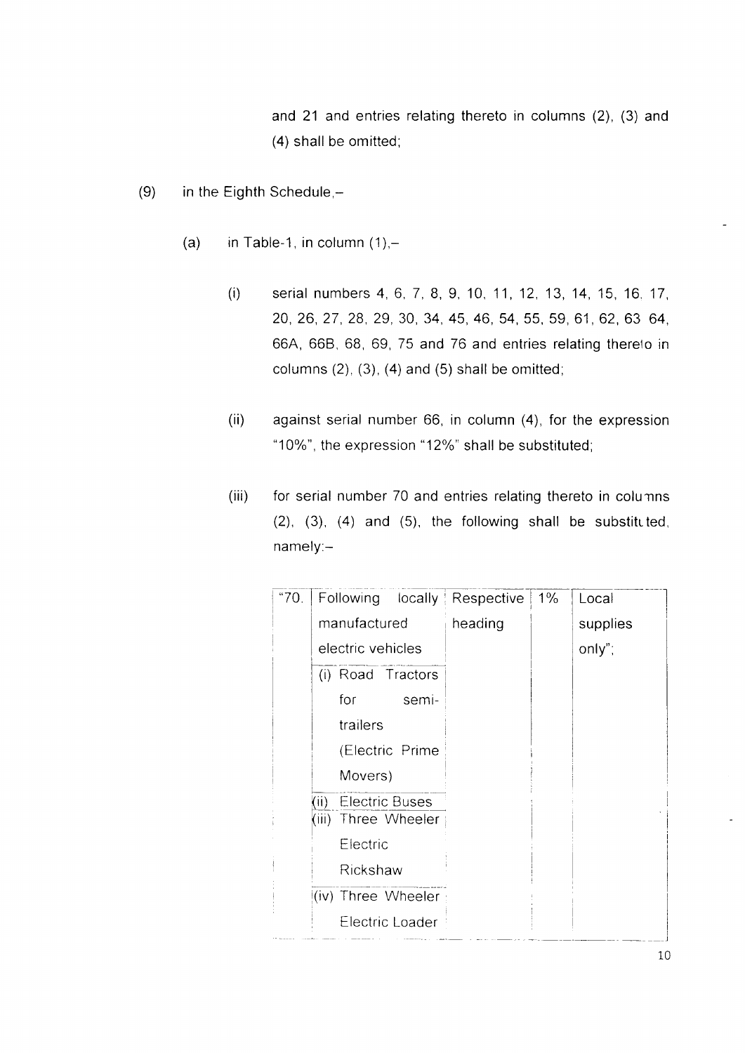and 21 and entries relating thereto in columns (2), (3) and (4) shall be omitted;

(9) in the Eighth Schedule,–

(a) in Table-1, in column (1),–

(i) serial numbers 4, 6, 7, 8, 9, 10, 11, 12, 13, 14, 15, 16. 17, 20, 26, 27, 28, 29, 30, 34, 45, 46, 54, 55, 59, 61, 62, 63 64, 66A, 66B, 68, 69, 75 and 76 and entries relating thereto in columns (2), (3), (4) and (5) shall be omitted;

(ii) against serial number 66, in column (4), for the expression "10%", the expression "12%" shall be substituted;

(iii) for serial number 70 and entries relating thereto in columns (2), (3), (4) and (5), the following shall be substituted, namely:–

| | | | | |
|---|---|---|---|---|
| "70. | Following locally manufactured electric vehicles | Respective heading | 1% | Local supplies only"; |
| | (i) Road Tractors for semi-trailers (Electric Prime Movers) | | | |
| | (ii) Electric Buses | | | |
| | (iii) Three Wheeler Electric Rickshaw | | | |
| | (iv) Three Wheeler Electric Loader | | | |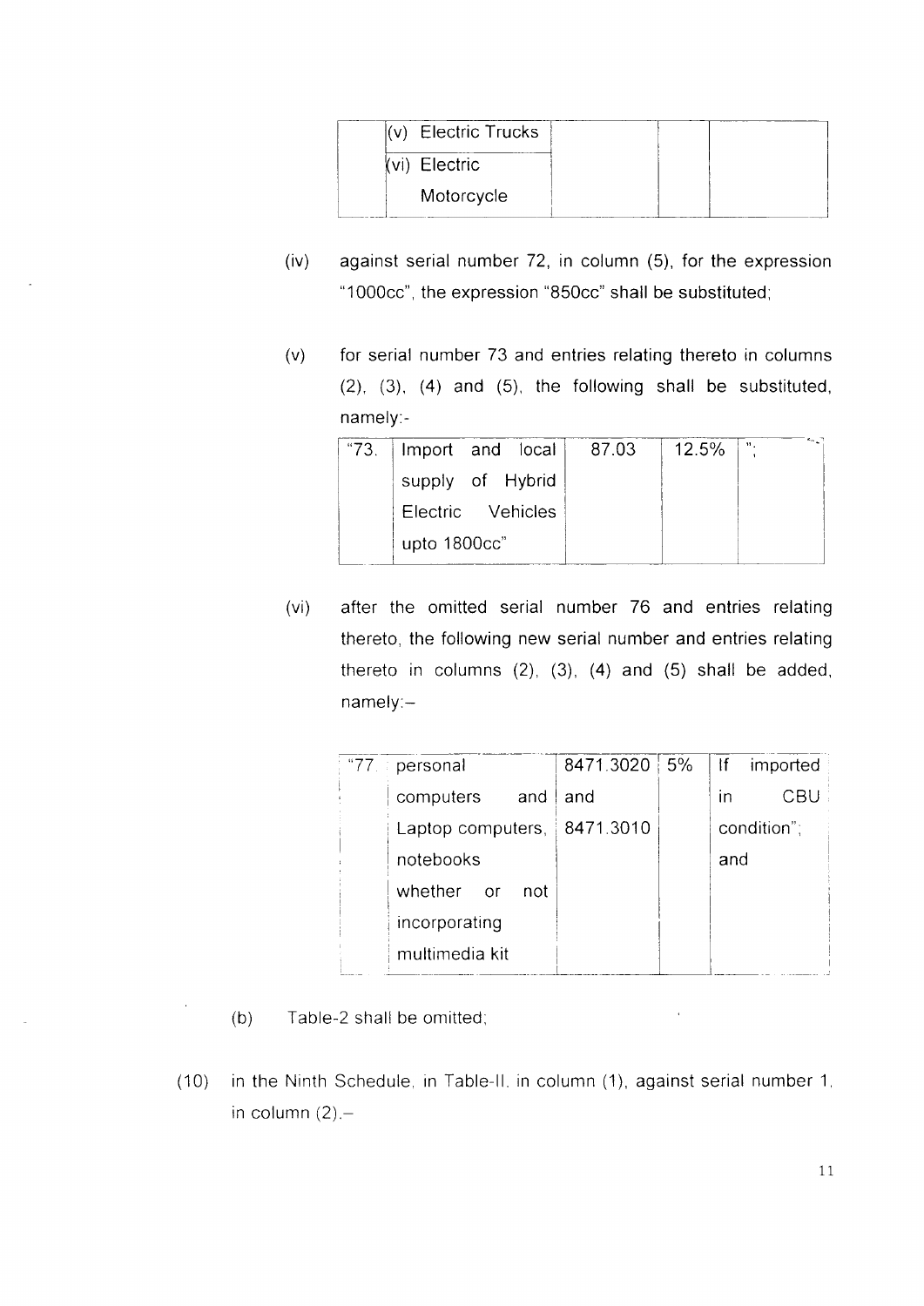| | (v) Electric Trucks | | | |
|---|---|---|---|---|
| | (vi) Electric Motorcycle | | | |

(iv) against serial number 72, in column (5), for the expression "1000cc", the expression "850cc" shall be substituted;

(v) for serial number 73 and entries relating thereto in columns (2), (3), (4) and (5), the following shall be substituted, namely:-

| "73. | Import and local supply of Hybrid Electric Vehicles upto 1800cc" | 87.03 | 12.5% | "; |
|---|---|---|---|---|

(vi) after the omitted serial number 76 and entries relating thereto, the following new serial number and entries relating thereto in columns (2), (3), (4) and (5) shall be added, namely:–

| "77. | personal computers and Laptop computers, notebooks whether or not incorporating multimedia kit | 8471.3020 and 8471.3010 | 5% | If imported in CBU condition"; and |
|---|---|---|---|---|

(b) Table-2 shall be omitted;

(10) in the Ninth Schedule, in Table-II, in column (1), against serial number 1, in column (2).–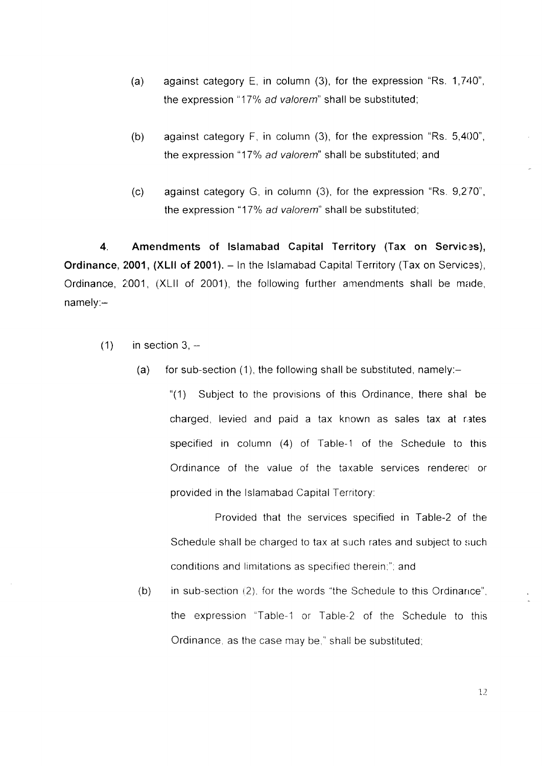(a) against category E, in column (3), for the expression "Rs. 1,740", the expression "17% *ad valorem*" shall be substituted;

(b) against category F, in column (3), for the expression "Rs. 5,400", the expression "17% *ad valorem*" shall be substituted; and

(c) against category G, in column (3), for the expression "Rs. 9,270", the expression "17% *ad valorem*" shall be substituted;

**4. Amendments of Islamabad Capital Territory (Tax on Services), Ordinance, 2001, (XLII of 2001).** – In the Islamabad Capital Territory (Tax on Services), Ordinance, 2001, (XLII of 2001), the following further amendments shall be made, namely:–

(1) in section 3, –

(a) for sub-section (1), the following shall be substituted, namely:–

"(1) Subject to the provisions of this Ordinance, there shal be charged, levied and paid a tax known as sales tax at rates specified in column (4) of Table-1 of the Schedule to this Ordinance of the value of the taxable services rendered or provided in the Islamabad Capital Territory:

Provided that the services specified in Table-2 of the Schedule shall be charged to tax at such rates and subject to such conditions and limitations as specified therein;"; and

(b) in sub-section (2), for the words "the Schedule to this Ordinance", the expression "Table-1 or Table-2 of the Schedule to this Ordinance, as the case may be," shall be substituted;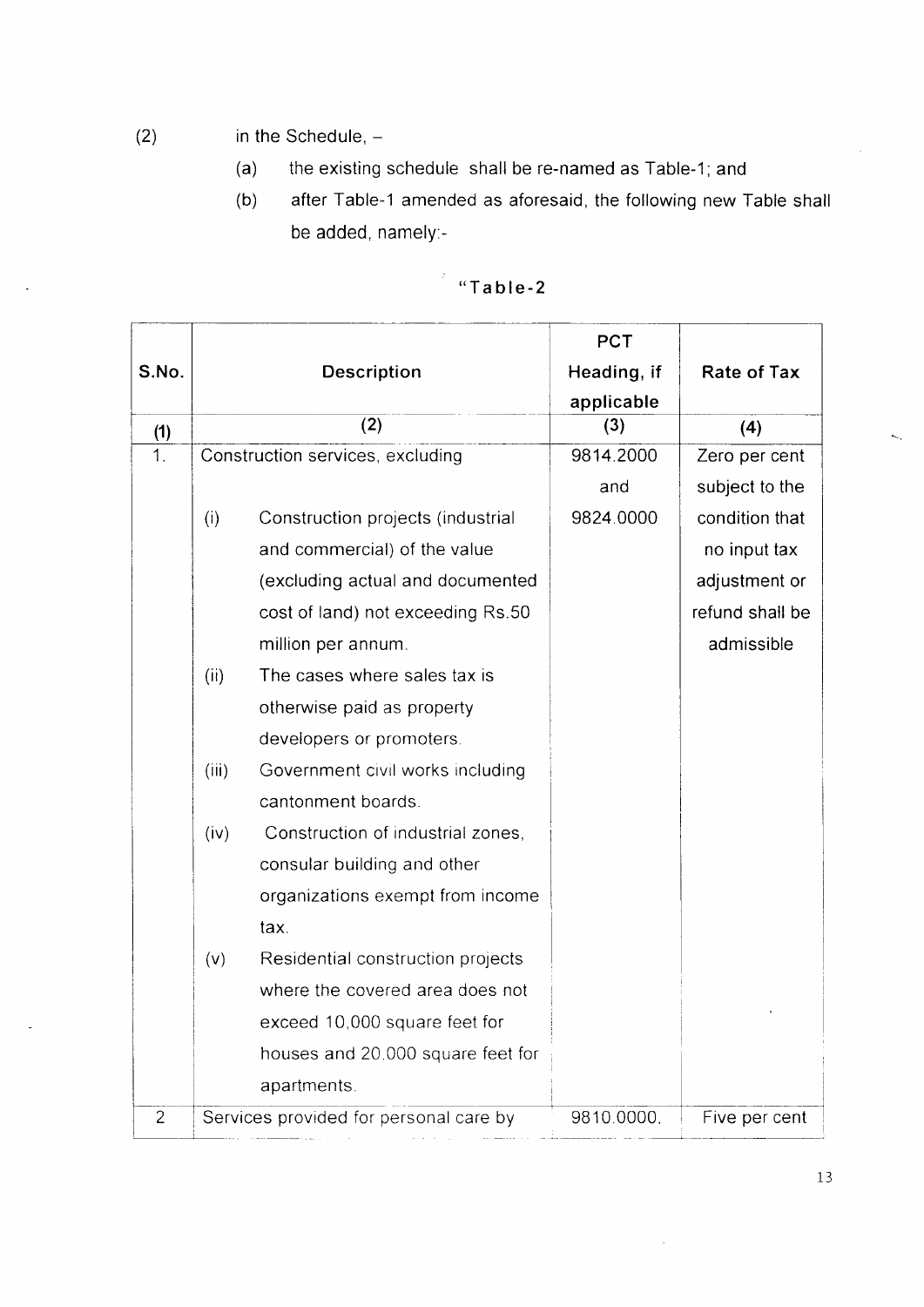(2) in the Schedule, –

(a) the existing schedule shall be re-named as Table-1; and

(b) after Table-1 amended as aforesaid, the following new Table shall be added, namely:-

"Table-2

| S.No. | Description | PCT Heading, if applicable | Rate of Tax |
|---|---|---|---|
| (1) | (2) | (3) | (4) |
| 1. | Construction services, excluding<br>(i) Construction projects (industrial and commercial) of the value (excluding actual and documented cost of land) not exceeding Rs.50 million per annum.<br>(ii) The cases where sales tax is otherwise paid as property developers or promoters.<br>(iii) Government civil works including cantonment boards.<br>(iv) Construction of industrial zones, consular building and other organizations exempt from income tax.<br>(v) Residential construction projects where the covered area does not exceed 10,000 square feet for houses and 20,000 square feet for apartments. | 9814.2000 and 9824.0000 | Zero per cent subject to the condition that no input tax adjustment or refund shall be admissible |
| 2 | Services provided for personal care by | 9810.0000. | Five per cent |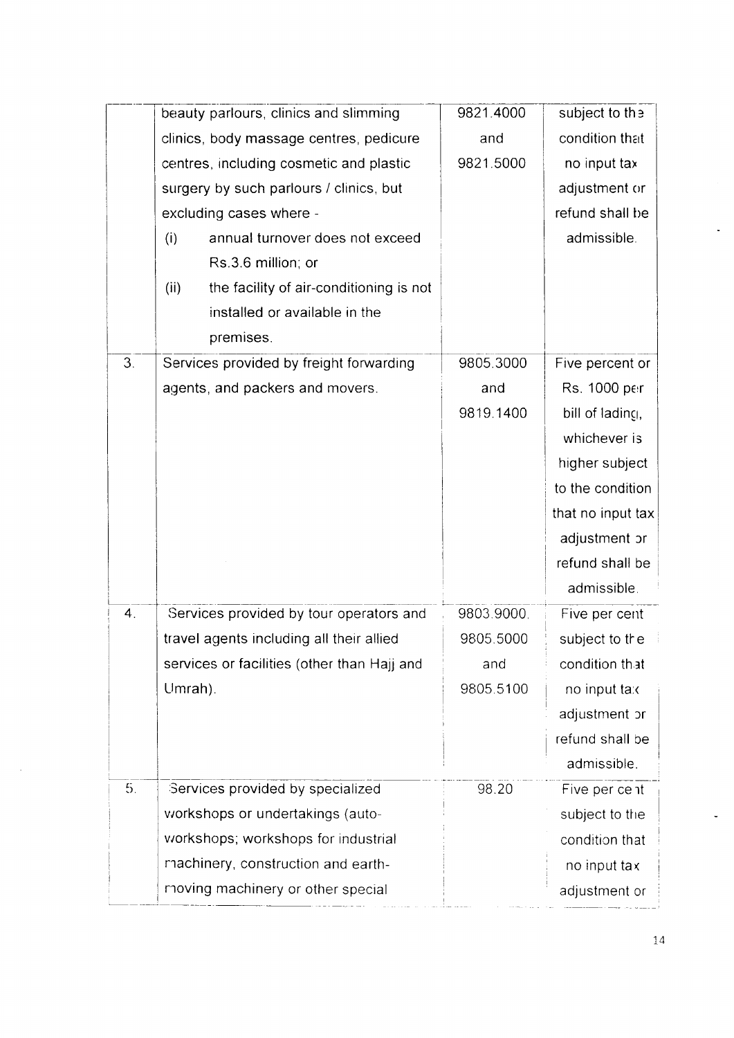| | | | |
|---|---|---|---|
| | beauty parlours, clinics and slimming clinics, body massage centres, pedicure centres, including cosmetic and plastic surgery by such parlours / clinics, but excluding cases where - (i) annual turnover does not exceed Rs.3.6 million; or (ii) the facility of air-conditioning is not installed or available in the premises. | 9821.4000 and 9821.5000 | subject to the condition that no input tax adjustment or refund shall be admissible. |
| 3. | Services provided by freight forwarding agents, and packers and movers. | 9805.3000 and 9819.1400 | Five percent or Rs. 1000 per bill of lading, whichever is higher subject to the condition that no input tax adjustment or refund shall be admissible. |
| 4. | Services provided by tour operators and travel agents including all their allied services or facilities (other than Hajj and Umrah). | 9803.9000, 9805.5000 and 9805.5100 | Five per cent subject to the condition that no input tax adjustment or refund shall be admissible. |
| 5. | Services provided by specialized workshops or undertakings (auto-workshops; workshops for industrial machinery, construction and earth-moving machinery or other special | 98.20 | Five per cent subject to the condition that no input tax adjustment or |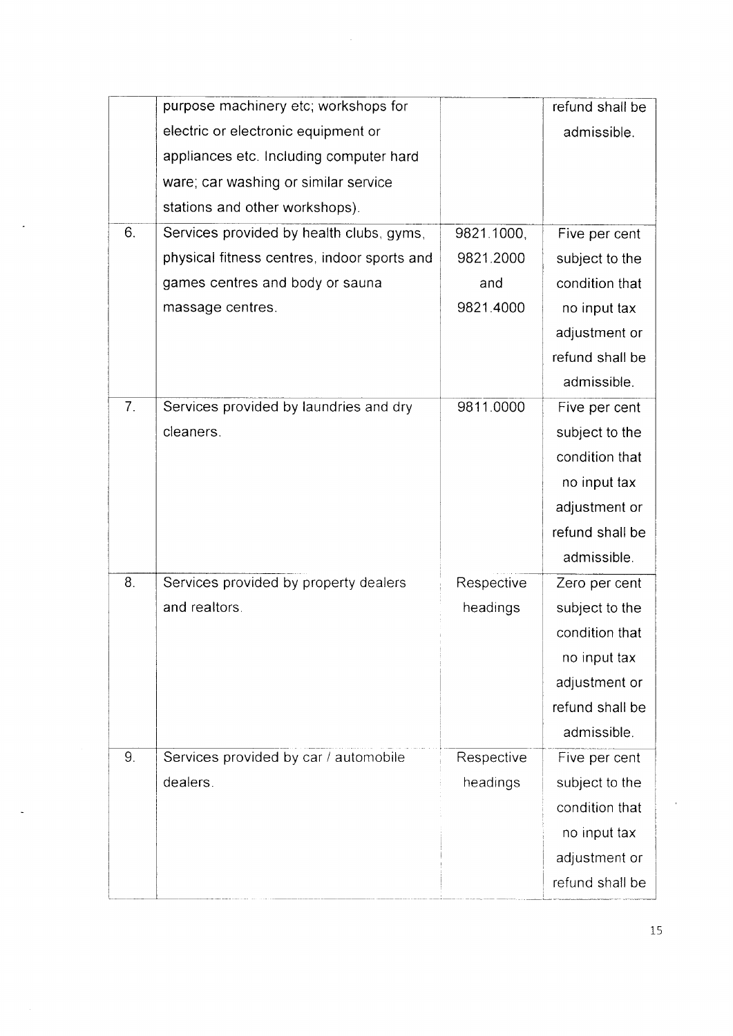| | | | |
|---|---|---|---|
| | purpose machinery etc; workshops for electric or electronic equipment or appliances etc. Including computer hard ware; car washing or similar service stations and other workshops). | | refund shall be admissible. |
| 6. | Services provided by health clubs, gyms, physical fitness centres, indoor sports and games centres and body or sauna massage centres. | 9821.1000, 9821.2000 and 9821.4000 | Five per cent subject to the condition that no input tax adjustment or refund shall be admissible. |
| 7. | Services provided by laundries and dry cleaners. | 9811.0000 | Five per cent subject to the condition that no input tax adjustment or refund shall be admissible. |
| 8. | Services provided by property dealers and realtors. | Respective headings | Zero per cent subject to the condition that no input tax adjustment or refund shall be admissible. |
| 9. | Services provided by car / automobile dealers. | Respective headings | Five per cent subject to the condition that no input tax adjustment or refund shall be |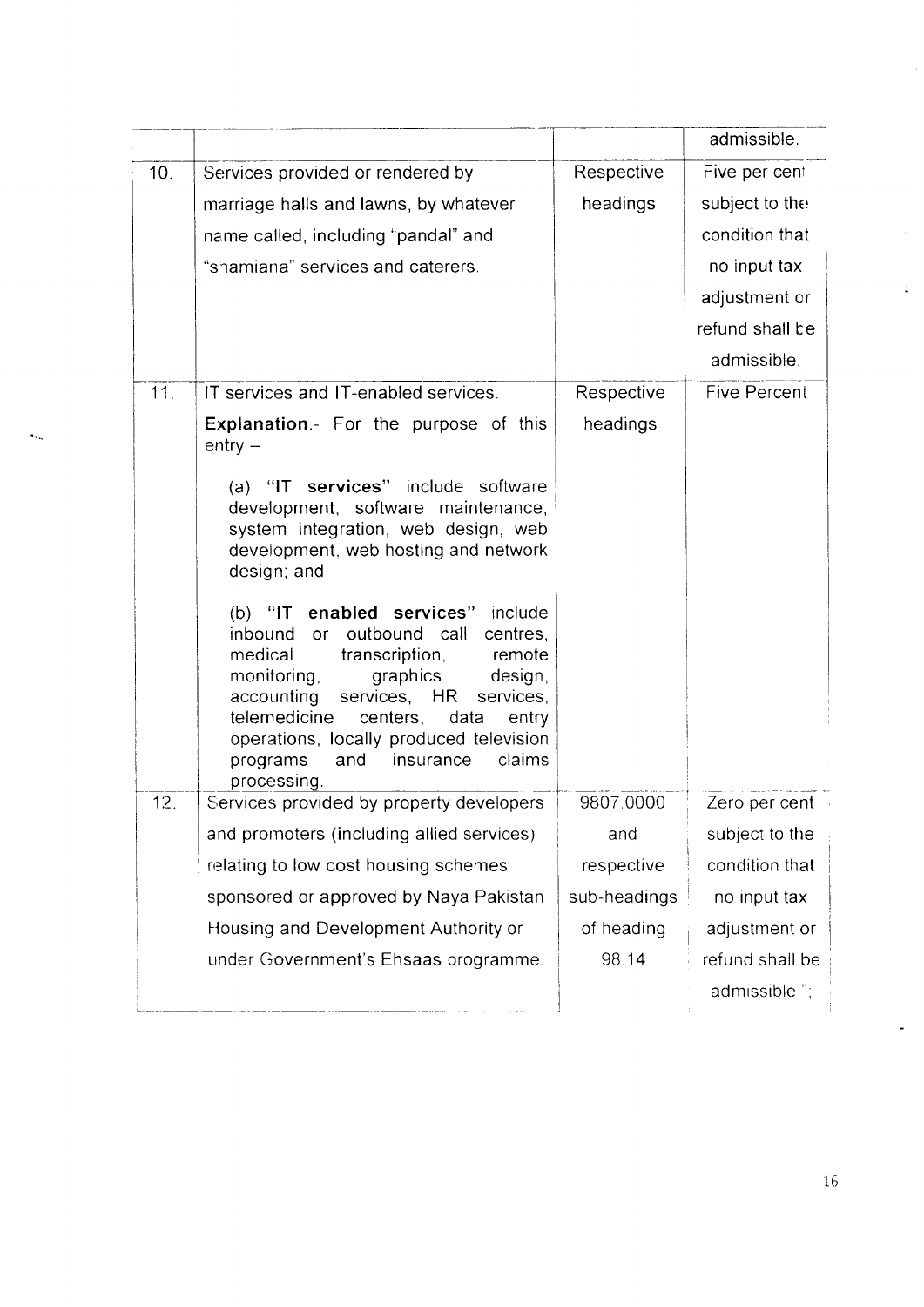| | | | |
|---|---|---|---|
| | | | admissible. |
| 10. | Services provided or rendered by marriage halls and lawns, by whatever name called, including "pandal" and "shamiana" services and caterers. | Respective headings | Five per cent subject to the condition that no input tax adjustment or refund shall be admissible. |
| 11. | IT services and IT-enabled services.<br><br>**Explanation**.- For the purpose of this entry –<br><br>(a) "**IT services**" include software development, software maintenance, system integration, web design, web development, web hosting and network design; and<br><br>(b) "**IT enabled services**" include inbound or outbound call centres, medical transcription, remote monitoring, graphics design, accounting services, HR services, telemedicine centers, data entry operations, locally produced television programs and insurance claims processing. | Respective headings | Five Percent |
| 12. | Services provided by property developers and promoters (including allied services) relating to low cost housing schemes sponsored or approved by Naya Pakistan Housing and Development Authority or under Government's Ehsaas programme. | 9807.0000 and respective sub-headings of heading 98.14 | Zero per cent subject to the condition that no input tax adjustment or refund shall be admissible ."; |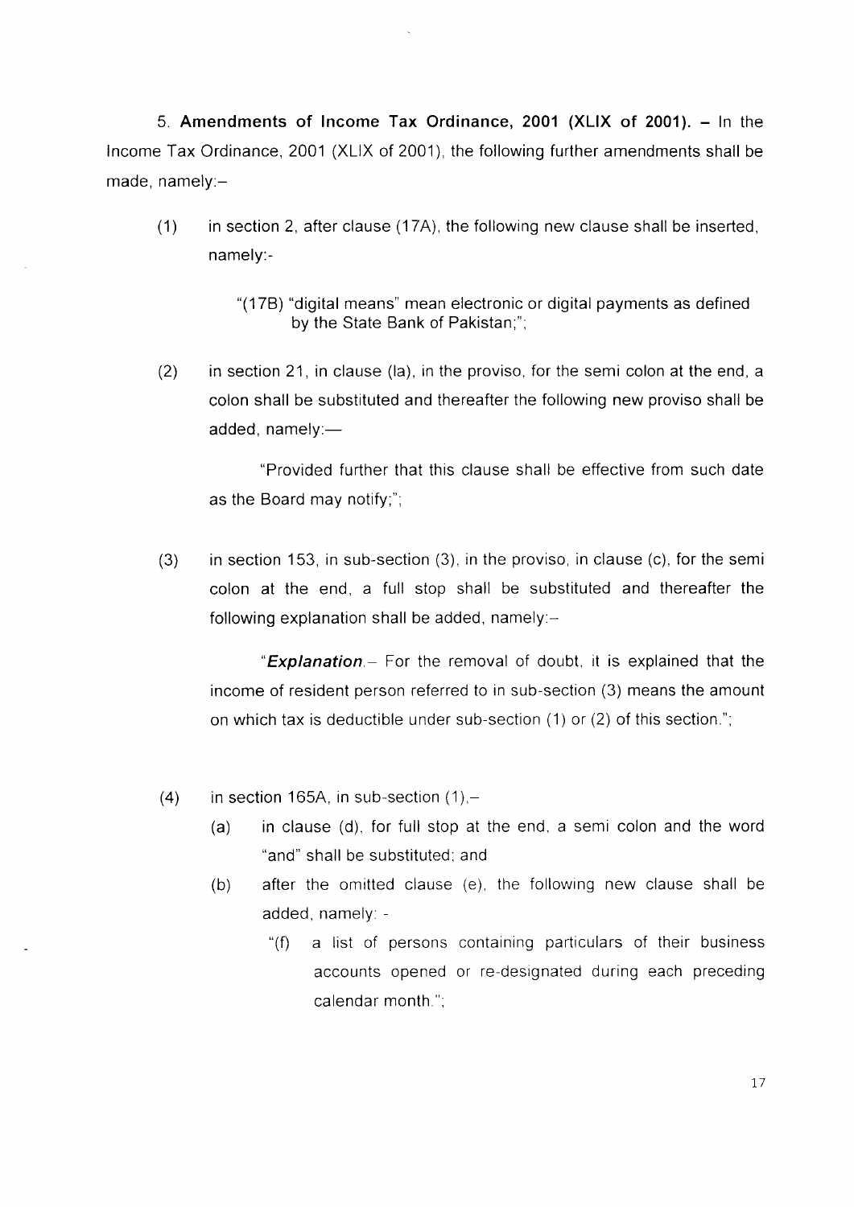5. **Amendments of Income Tax Ordinance, 2001 (XLIX of 2001).** – In the Income Tax Ordinance, 2001 (XLIX of 2001), the following further amendments shall be made, namely:–

(1) in section 2, after clause (17A), the following new clause shall be inserted, namely:-

> "(17B) "digital means" mean electronic or digital payments as defined by the State Bank of Pakistan;";

(2) in section 21, in clause (la), in the proviso, for the semi colon at the end, a colon shall be substituted and thereafter the following new proviso shall be added, namely:—

> "Provided further that this clause shall be effective from such date as the Board may notify;";

(3) in section 153, in sub-section (3), in the proviso, in clause (c), for the semi colon at the end, a full stop shall be substituted and thereafter the following explanation shall be added, namely:–

> "***Explanation***.– For the removal of doubt, it is explained that the income of resident person referred to in sub-section (3) means the amount on which tax is deductible under sub-section (1) or (2) of this section.";

(4) in section 165A, in sub-section (1),–

   (a) in clause (d), for full stop at the end, a semi colon and the word "and" shall be substituted; and

   (b) after the omitted clause (e), the following new clause shall be added, namely: -

   > "(f) a list of persons containing particulars of their business accounts opened or re-designated during each preceding calendar month.";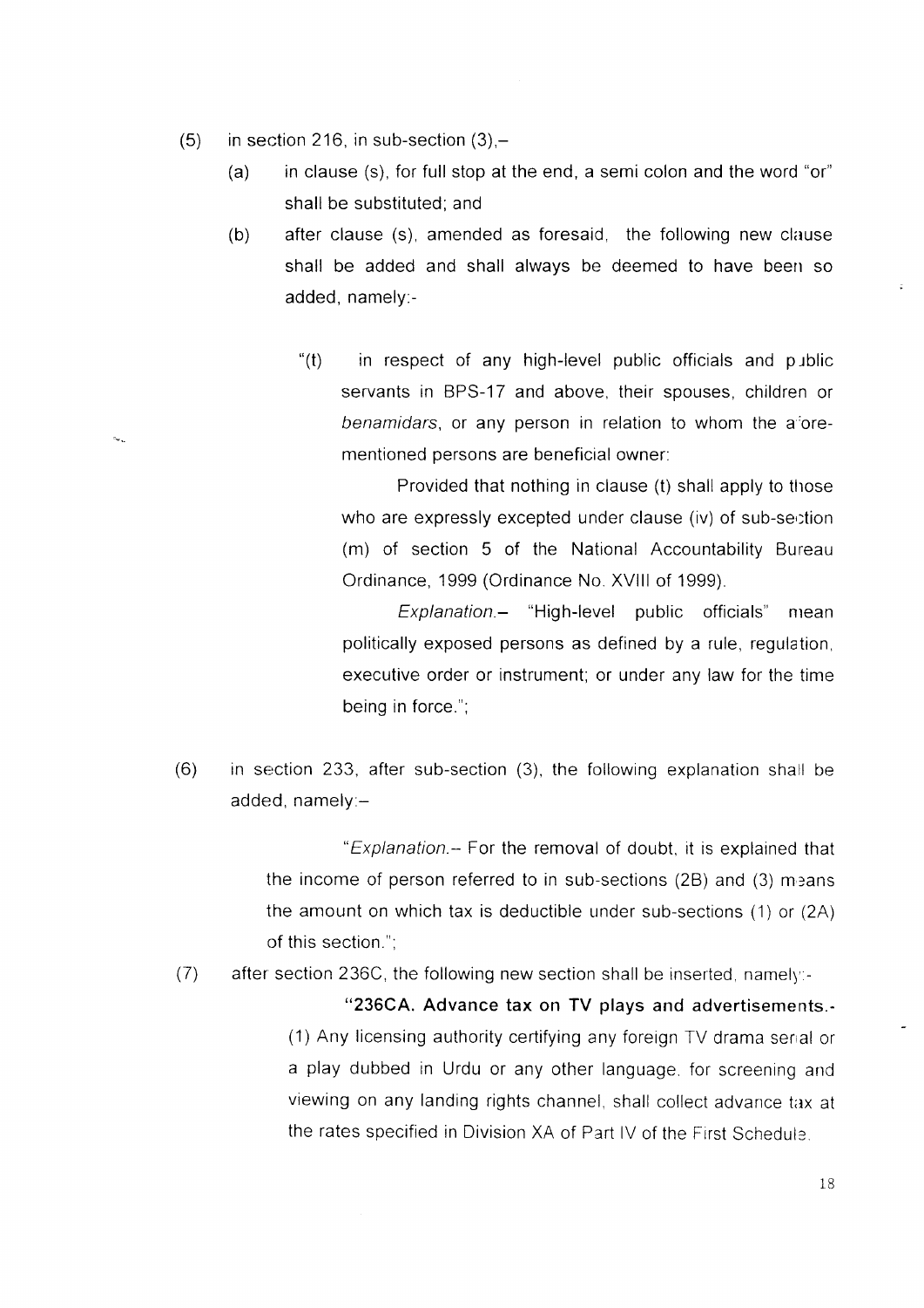(5) in section 216, in sub-section (3),–

 (a) in clause (s), for full stop at the end, a semi colon and the word "or" shall be substituted; and

 (b) after clause (s), amended as foresaid, the following new clause shall be added and shall always be deemed to have been so added, namely:-

 "(t) in respect of any high-level public officials and public servants in BPS-17 and above, their spouses, children or *benamidars*, or any person in relation to whom the afore-mentioned persons are beneficial owner:

 Provided that nothing in clause (t) shall apply to those who are expressly excepted under clause (iv) of sub-section (m) of section 5 of the National Accountability Bureau Ordinance, 1999 (Ordinance No. XVIII of 1999).

 *Explanation*.– "High-level public officials" mean politically exposed persons as defined by a rule, regulation, executive order or instrument; or under any law for the time being in force.";

(6) in section 233, after sub-section (3), the following explanation shall be added, namely:–

 "*Explanation*.– For the removal of doubt, it is explained that the income of person referred to in sub-sections (2B) and (3) means the amount on which tax is deductible under sub-sections (1) or (2A) of this section.";

(7) after section 236C, the following new section shall be inserted, namely:-

 **"236CA. Advance tax on TV plays and advertisements.-**

 (1) Any licensing authority certifying any foreign TV drama serial or a play dubbed in Urdu or any other language, for screening and viewing on any landing rights channel, shall collect advance tax at the rates specified in Division XA of Part IV of the First Schedule.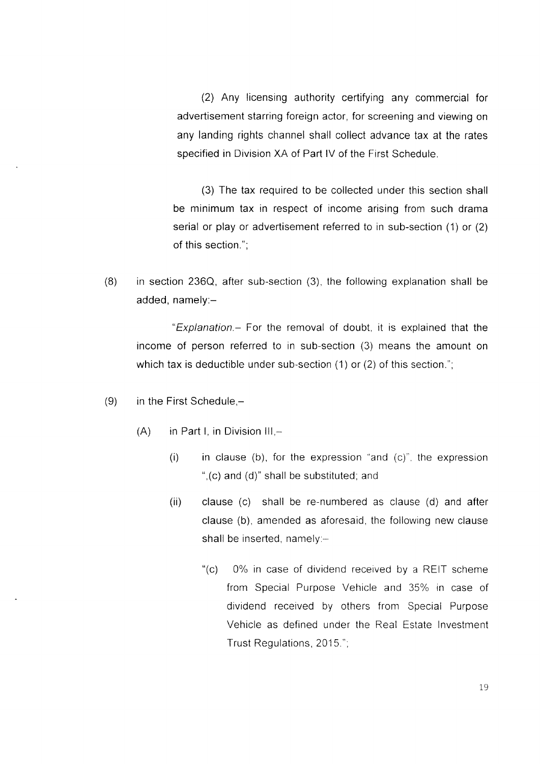(2) Any licensing authority certifying any commercial for advertisement starring foreign actor, for screening and viewing on any landing rights channel shall collect advance tax at the rates specified in Division XA of Part IV of the First Schedule.

(3) The tax required to be collected under this section shall be minimum tax in respect of income arising from such drama serial or play or advertisement referred to in sub-section (1) or (2) of this section.";

(8) in section 236Q, after sub-section (3), the following explanation shall be added, namely:–

"*Explanation*.– For the removal of doubt, it is explained that the income of person referred to in sub-section (3) means the amount on which tax is deductible under sub-section (1) or (2) of this section.";

(9) in the First Schedule,–

(A) in Part I, in Division III,–

(i) in clause (b), for the expression "and (c)", the expression ",(c) and (d)" shall be substituted; and

(ii) clause (c) shall be re-numbered as clause (d) and after clause (b), amended as aforesaid, the following new clause shall be inserted, namely:–

"(c) 0% in case of dividend received by a REIT scheme from Special Purpose Vehicle and 35% in case of dividend received by others from Special Purpose Vehicle as defined under the Real Estate Investment Trust Regulations, 2015.";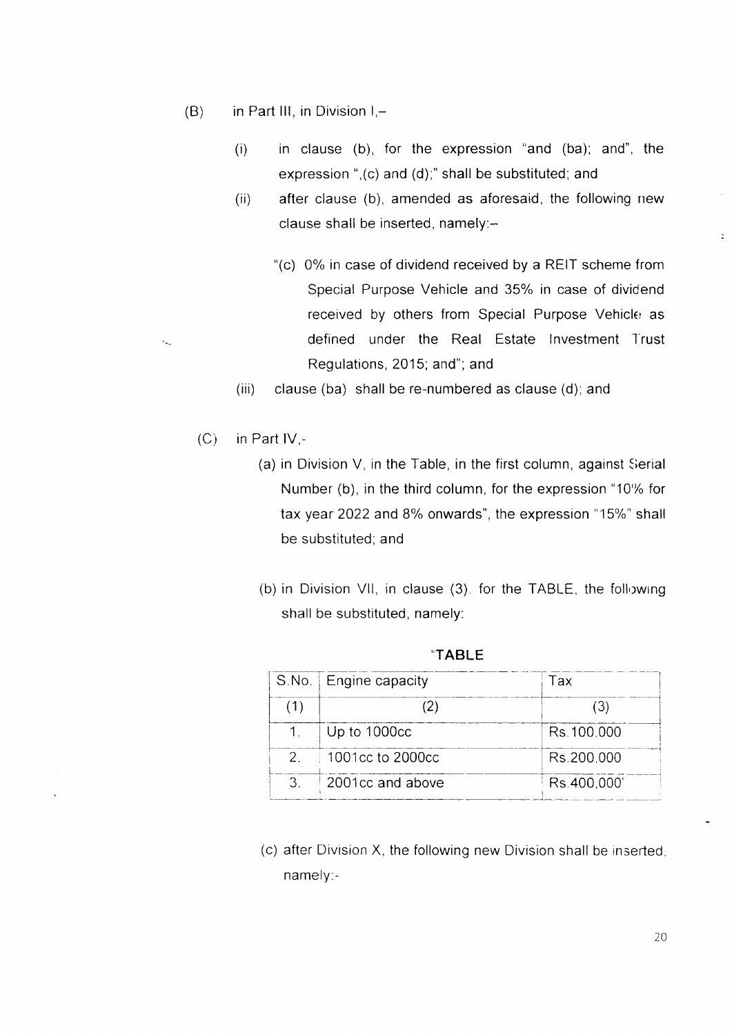(B) in Part III, in Division I,–

(i) in clause (b), for the expression "and (ba); and", the expression ",(c) and (d);" shall be substituted; and

(ii) after clause (b), amended as aforesaid, the following new clause shall be inserted, namely:–

"(c) 0% in case of dividend received by a REIT scheme from Special Purpose Vehicle and 35% in case of dividend received by others from Special Purpose Vehicle as defined under the Real Estate Investment Trust Regulations, 2015; and"; and

(iii) clause (ba) shall be re-numbered as clause (d); and

(C) in Part IV,-

(a) in Division V, in the Table, in the first column, against Serial Number (b), in the third column, for the expression "10% for tax year 2022 and 8% onwards", the expression "15%" shall be substituted; and

(b) in Division VII, in clause (3), for the TABLE, the following shall be substituted, namely:

"**TABLE**

| S.No. | Engine capacity | Tax |
|---|---|---|
| (1) | (2) | (3) |
| 1. | Up to 1000cc | Rs.100,000 |
| 2. | 1001cc to 2000cc | Rs.200,000 |
| 3. | 2001cc and above | Rs.400,000" |

(c) after Division X, the following new Division shall be inserted, namely:-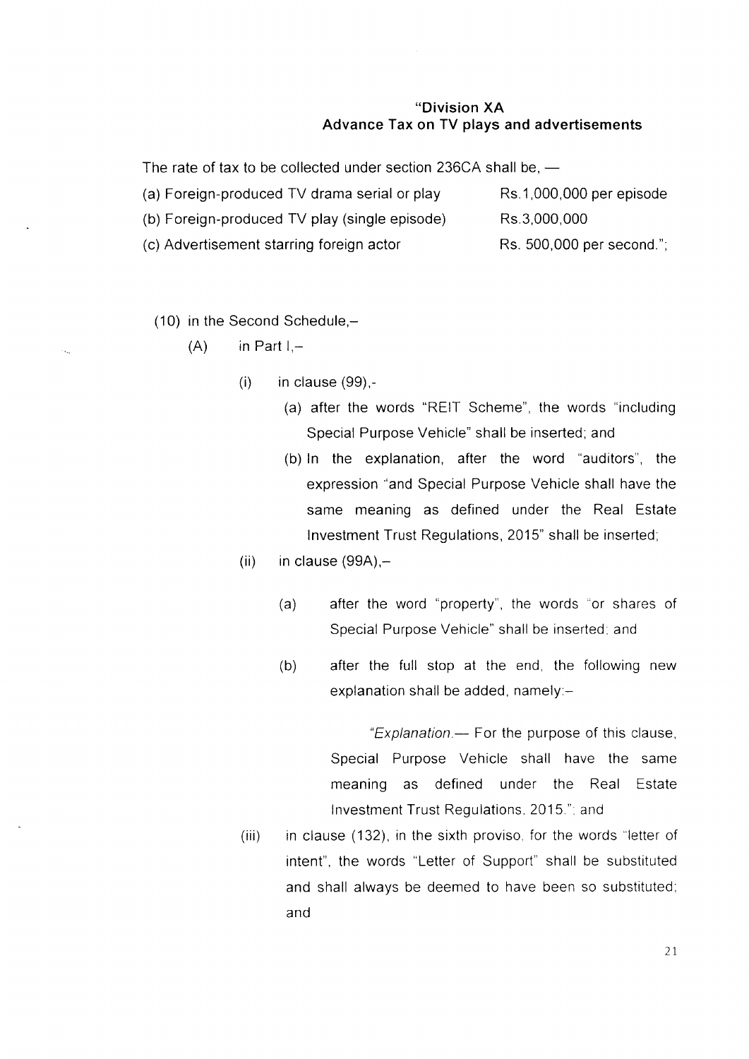### "Division XA
### Advance Tax on TV plays and advertisements

The rate of tax to be collected under section 236CA shall be, —

| | |
|---|---|
| (a) Foreign-produced TV drama serial or play | Rs.1,000,000 per episode |
| (b) Foreign-produced TV play (single episode) | Rs.3,000,000 |
| (c) Advertisement starring foreign actor | Rs. 500,000 per second."; |

(10) in the Second Schedule,–

(A) in Part I,–

(i) in clause (99),-

(a) after the words "REIT Scheme", the words "including Special Purpose Vehicle" shall be inserted; and

(b) In the explanation, after the word "auditors", the expression "and Special Purpose Vehicle shall have the same meaning as defined under the Real Estate Investment Trust Regulations, 2015" shall be inserted;

(ii) in clause (99A),–

(a) after the word "property", the words "or shares of Special Purpose Vehicle" shall be inserted; and

(b) after the full stop at the end, the following new explanation shall be added, namely:–

"*Explanation.*— For the purpose of this clause, Special Purpose Vehicle shall have the same meaning as defined under the Real Estate Investment Trust Regulations, 2015."; and

(iii) in clause (132), in the sixth proviso, for the words "letter of intent", the words "Letter of Support" shall be substituted and shall always be deemed to have been so substituted; and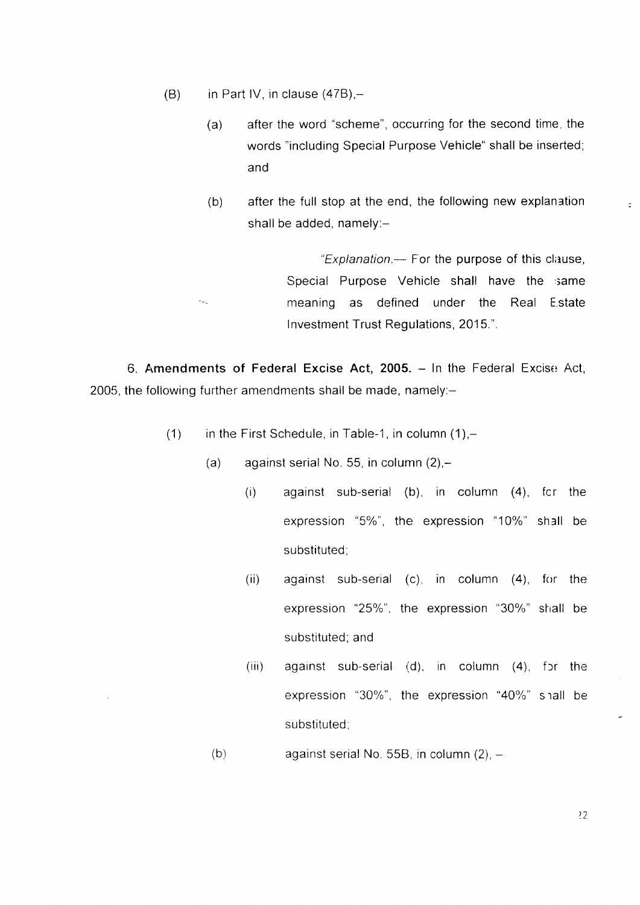(B) in Part IV, in clause (47B),–

(a) after the word "scheme", occurring for the second time, the words "including Special Purpose Vehicle" shall be inserted; and

(b) after the full stop at the end, the following new explanation shall be added, namely:–

> "*Explanation.*— For the purpose of this clause, Special Purpose Vehicle shall have the same meaning as defined under the Real Estate Investment Trust Regulations, 2015.".

6. **Amendments of Federal Excise Act, 2005.** – In the Federal Excise Act, 2005, the following further amendments shall be made, namely:–

(1) in the First Schedule, in Table-1, in column (1),–

(a) against serial No. 55, in column (2),–

(i) against sub-serial (b), in column (4), for the expression "5%", the expression "10%" shall be substituted;

(ii) against sub-serial (c), in column (4), for the expression "25%", the expression "30%" shall be substituted; and

(iii) against sub-serial (d), in column (4), for the expression "30%", the expression "40%" shall be substituted;

(b) against serial No. 55B, in column (2), –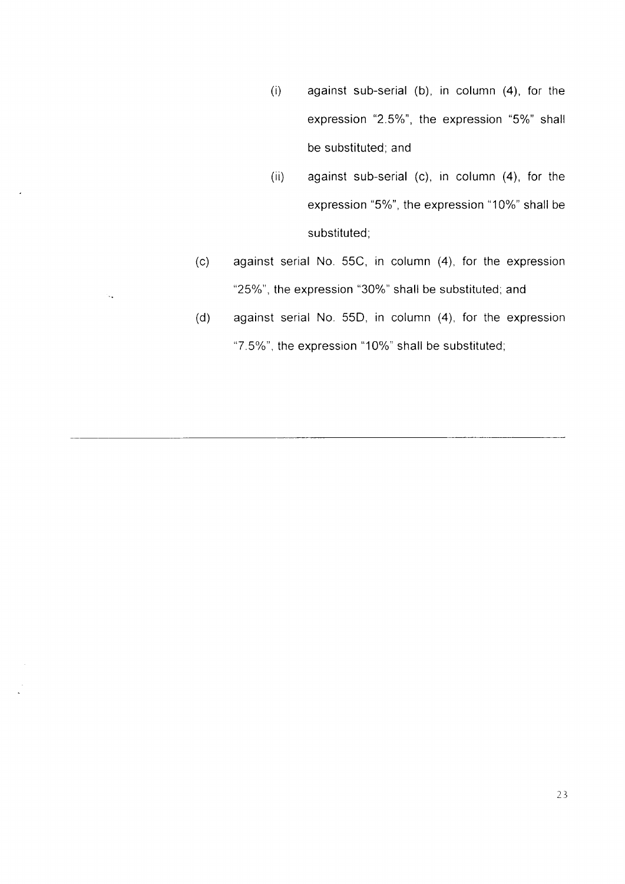(i) against sub-serial (b), in column (4), for the expression "2.5%", the expression "5%" shall be substituted; and

(ii) against sub-serial (c), in column (4), for the expression "5%", the expression "10%" shall be substituted;

(c) against serial No. 55C, in column (4), for the expression "25%", the expression "30%" shall be substituted; and

(d) against serial No. 55D, in column (4), for the expression "7.5%", the expression "10%" shall be substituted;

---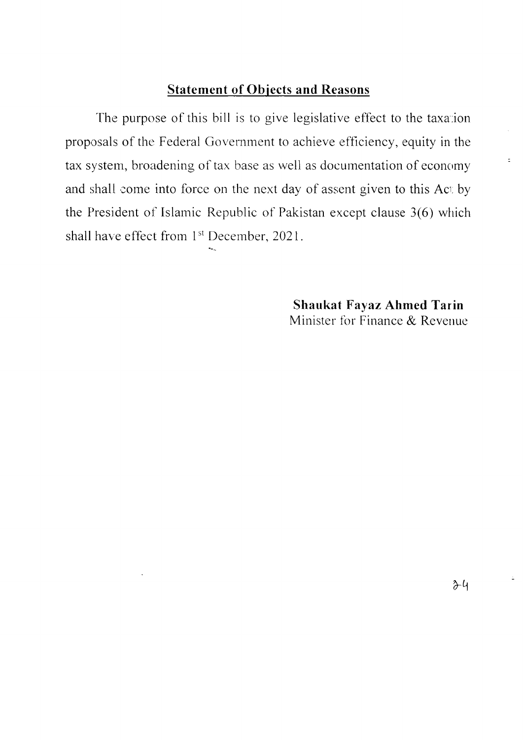## <u>Statement of Objects and Reasons</u>

The purpose of this bill is to give legislative effect to the taxation proposals of the Federal Government to achieve efficiency, equity in the tax system, broadening of tax base as well as documentation of economy and shall come into force on the next day of assent given to this Act by the President of Islamic Republic of Pakistan except clause 3(6) which shall have effect from 1st December, 2021.

**Shaukat Fayaz Ahmed Tarin**
Minister for Finance & Revenue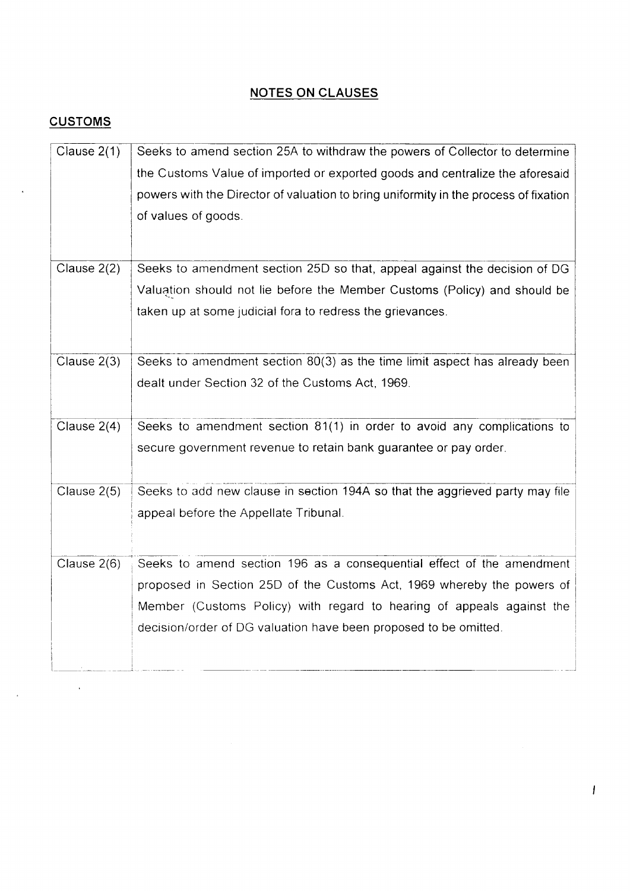## NOTES ON CLAUSES

## CUSTOMS

| | |
|---|---|
| Clause 2(1) | Seeks to amend section 25A to withdraw the powers of Collector to determine the Customs Value of imported or exported goods and centralize the aforesaid powers with the Director of valuation to bring uniformity in the process of fixation of values of goods. |
| Clause 2(2) | Seeks to amendment section 25D so that, appeal against the decision of DG Valuation should not lie before the Member Customs (Policy) and should be taken up at some judicial fora to redress the grievances. |
| Clause 2(3) | Seeks to amendment section 80(3) as the time limit aspect has already been dealt under Section 32 of the Customs Act, 1969. |
| Clause 2(4) | Seeks to amendment section 81(1) in order to avoid any complications to secure government revenue to retain bank guarantee or pay order. |
| Clause 2(5) | Seeks to add new clause in section 194A so that the aggrieved party may file appeal before the Appellate Tribunal. |
| Clause 2(6) | Seeks to amend section 196 as a consequential effect of the amendment proposed in Section 25D of the Customs Act, 1969 whereby the powers of Member (Customs Policy) with regard to hearing of appeals against the decision/order of DG valuation have been proposed to be omitted. |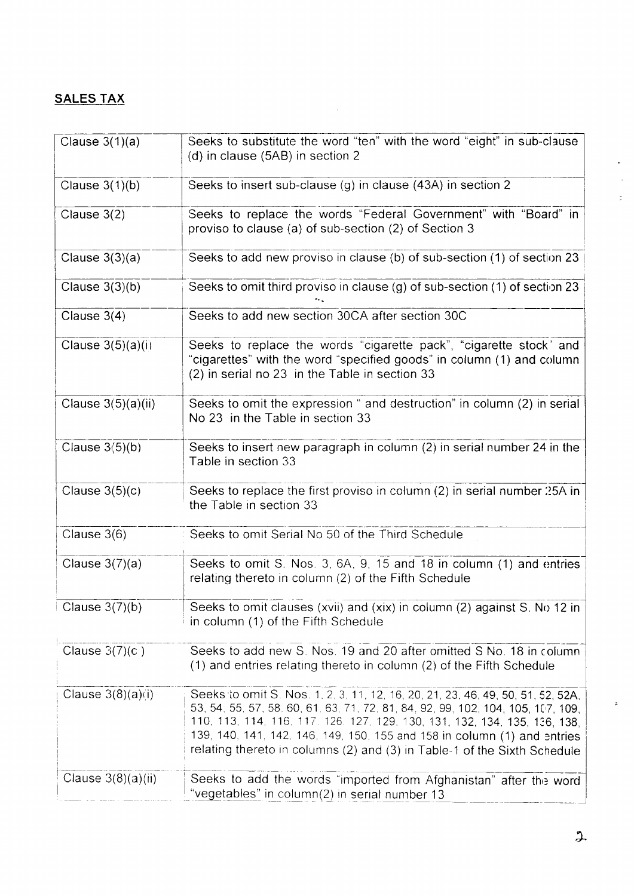## SALES TAX

| | |
|---|---|
| Clause 3(1)(a) | Seeks to substitute the word "ten" with the word "eight" in sub-clause (d) in clause (5AB) in section 2 |
| Clause 3(1)(b) | Seeks to insert sub-clause (g) in clause (43A) in section 2 |
| Clause 3(2) | Seeks to replace the words "Federal Government" with "Board" in proviso to clause (a) of sub-section (2) of Section 3 |
| Clause 3(3)(a) | Seeks to add new proviso in clause (b) of sub-section (1) of section 23 |
| Clause 3(3)(b) | Seeks to omit third proviso in clause (g) of sub-section (1) of section 23 |
| Clause 3(4) | Seeks to add new section 30CA after section 30C |
| Clause 3(5)(a)(i) | Seeks to replace the words "cigarette pack", "cigarette stock" and "cigarettes" with the word "specified goods" in column (1) and column (2) in serial no 23 in the Table in section 33 |
| Clause 3(5)(a)(ii) | Seeks to omit the expression " and destruction" in column (2) in serial No 23 in the Table in section 33 |
| Clause 3(5)(b) | Seeks to insert new paragraph in column (2) in serial number 24 in the Table in section 33 |
| Clause 3(5)(c) | Seeks to replace the first proviso in column (2) in serial number 25A in the Table in section 33 |
| Clause 3(6) | Seeks to omit Serial No 50 of the Third Schedule |
| Clause 3(7)(a) | Seeks to omit S. Nos. 3, 6A, 9, 15 and 18 in column (1) and entries relating thereto in column (2) of the Fifth Schedule |
| Clause 3(7)(b) | Seeks to omit clauses (xvii) and (xix) in column (2) against S. No 12 in in column (1) of the Fifth Schedule |
| Clause 3(7)(c ) | Seeks to add new S. Nos. 19 and 20 after omitted S No. 18 in column (1) and entries relating thereto in column (2) of the Fifth Schedule |
| Clause 3(8)(a)(i) | Seeks to omit S. Nos. 1, 2, 3, 11, 12, 16, 20, 21, 23, 46, 49, 50, 51, 52, 52A, 53, 54, 55, 57, 58, 60, 61, 63, 71, 72, 81, 84, 92, 99, 102, 104, 105, 107, 109, 110, 113, 114, 116, 117, 126, 127, 129, 130, 131, 132, 134, 135, 136, 138, 139, 140, 141, 142, 146, 149, 150, 155 and 158 in column (1) and entries relating thereto in columns (2) and (3) in Table-1 of the Sixth Schedule |
| Clause 3(8)(a)(ii) | Seeks to add the words "imported from Afghanistan" after the word "vegetables" in column(2) in serial number 13 |